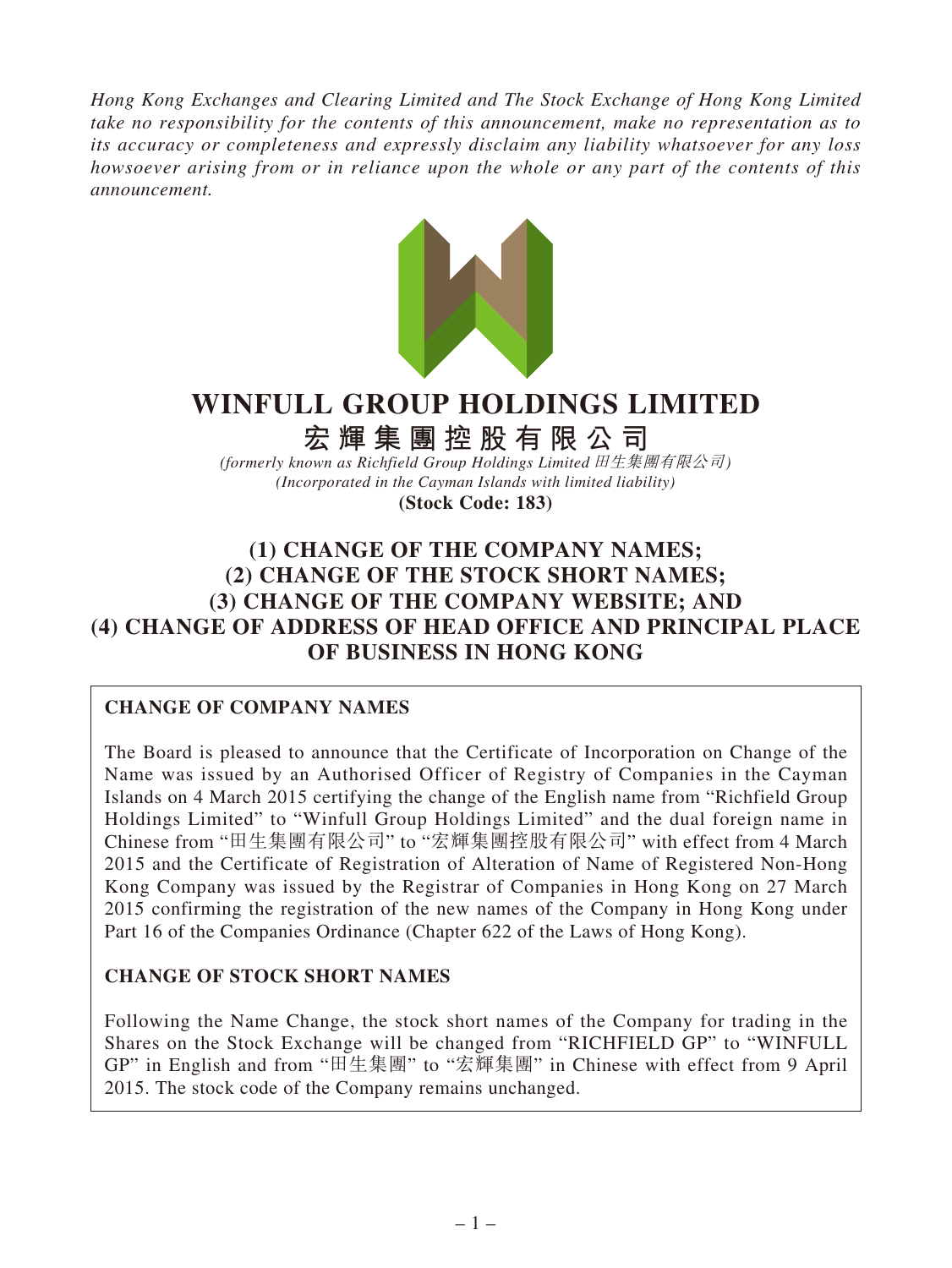*Hong Kong Exchanges and Clearing Limited and The Stock Exchange of Hong Kong Limited take no responsibility for the contents of this announcement, make no representation as to its accuracy or completeness and expressly disclaim any liability whatsoever for any loss howsoever arising from or in reliance upon the whole or any part of the contents of this announcement.*

# WINFULL GROUP HOLDINGS LIMITED

# 宏輝集團控股有限公司

*(formerly known as Richfield Group Holdings Limited 田生集團有限公司)*
*(Incorporated in the Cayman Islands with limited liability)*
**(Stock Code: 183)**

# (1) CHANGE OF THE COMPANY NAMES; (2) CHANGE OF THE STOCK SHORT NAMES; (3) CHANGE OF THE COMPANY WEBSITE; AND (4) CHANGE OF ADDRESS OF HEAD OFFICE AND PRINCIPAL PLACE OF BUSINESS IN HONG KONG

**CHANGE OF COMPANY NAMES**

The Board is pleased to announce that the Certificate of Incorporation on Change of the Name was issued by an Authorised Officer of Registry of Companies in the Cayman Islands on 4 March 2015 certifying the change of the English name from "Richfield Group Holdings Limited" to "Winfull Group Holdings Limited" and the dual foreign name in Chinese from "田生集團有限公司" to "宏輝集團控股有限公司" with effect from 4 March 2015 and the Certificate of Registration of Alteration of Name of Registered Non-Hong Kong Company was issued by the Registrar of Companies in Hong Kong on 27 March 2015 confirming the registration of the new names of the Company in Hong Kong under Part 16 of the Companies Ordinance (Chapter 622 of the Laws of Hong Kong).

**CHANGE OF STOCK SHORT NAMES**

Following the Name Change, the stock short names of the Company for trading in the Shares on the Stock Exchange will be changed from "RICHFIELD GP" to "WINFULL GP" in English and from "田生集團" to "宏輝集團" in Chinese with effect from 9 April 2015. The stock code of the Company remains unchanged.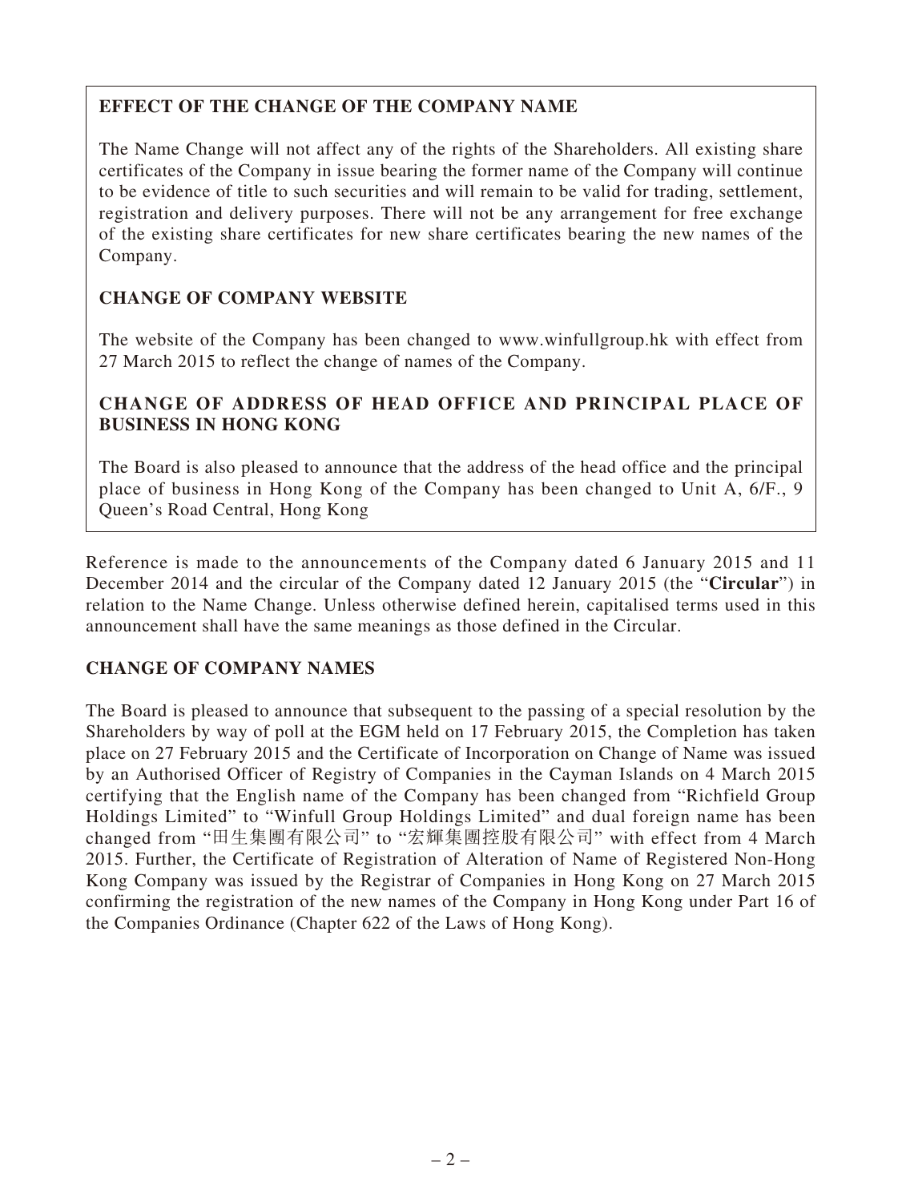**EFFECT OF THE CHANGE OF THE COMPANY NAME**

The Name Change will not affect any of the rights of the Shareholders. All existing share certificates of the Company in issue bearing the former name of the Company will continue to be evidence of title to such securities and will remain to be valid for trading, settlement, registration and delivery purposes. There will not be any arrangement for free exchange of the existing share certificates for new share certificates bearing the new names of the Company.

**CHANGE OF COMPANY WEBSITE**

The website of the Company has been changed to www.winfullgroup.hk with effect from 27 March 2015 to reflect the change of names of the Company.

**CHANGE OF ADDRESS OF HEAD OFFICE AND PRINCIPAL PLACE OF BUSINESS IN HONG KONG**

The Board is also pleased to announce that the address of the head office and the principal place of business in Hong Kong of the Company has been changed to Unit A, 6/F., 9 Queen's Road Central, Hong Kong

Reference is made to the announcements of the Company dated 6 January 2015 and 11 December 2014 and the circular of the Company dated 12 January 2015 (the "**Circular**") in relation to the Name Change. Unless otherwise defined herein, capitalised terms used in this announcement shall have the same meanings as those defined in the Circular.

## CHANGE OF COMPANY NAMES

The Board is pleased to announce that subsequent to the passing of a special resolution by the Shareholders by way of poll at the EGM held on 17 February 2015, the Completion has taken place on 27 February 2015 and the Certificate of Incorporation on Change of Name was issued by an Authorised Officer of Registry of Companies in the Cayman Islands on 4 March 2015 certifying that the English name of the Company has been changed from "Richfield Group Holdings Limited" to "Winfull Group Holdings Limited" and dual foreign name has been changed from "田生集團有限公司" to "宏輝集團控股有限公司" with effect from 4 March 2015. Further, the Certificate of Registration of Alteration of Name of Registered Non-Hong Kong Company was issued by the Registrar of Companies in Hong Kong on 27 March 2015 confirming the registration of the new names of the Company in Hong Kong under Part 16 of the Companies Ordinance (Chapter 622 of the Laws of Hong Kong).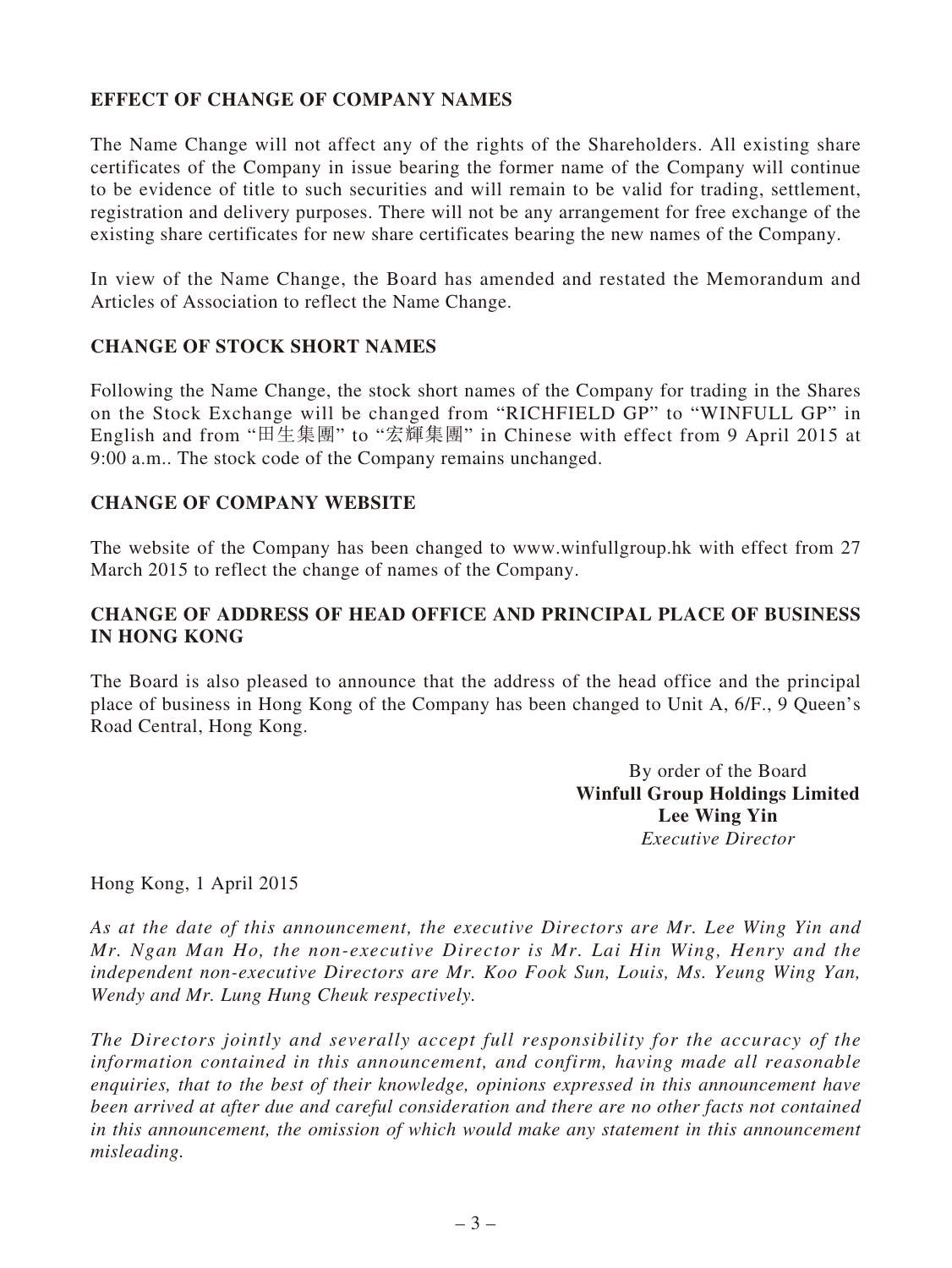## EFFECT OF CHANGE OF COMPANY NAMES

The Name Change will not affect any of the rights of the Shareholders. All existing share certificates of the Company in issue bearing the former name of the Company will continue to be evidence of title to such securities and will remain to be valid for trading, settlement, registration and delivery purposes. There will not be any arrangement for free exchange of the existing share certificates for new share certificates bearing the new names of the Company.

In view of the Name Change, the Board has amended and restated the Memorandum and Articles of Association to reflect the Name Change.

## CHANGE OF STOCK SHORT NAMES

Following the Name Change, the stock short names of the Company for trading in the Shares on the Stock Exchange will be changed from "RICHFIELD GP" to "WINFULL GP" in English and from "田生集團" to "宏輝集團" in Chinese with effect from 9 April 2015 at 9:00 a.m.. The stock code of the Company remains unchanged.

## CHANGE OF COMPANY WEBSITE

The website of the Company has been changed to www.winfullgroup.hk with effect from 27 March 2015 to reflect the change of names of the Company.

## CHANGE OF ADDRESS OF HEAD OFFICE AND PRINCIPAL PLACE OF BUSINESS IN HONG KONG

The Board is also pleased to announce that the address of the head office and the principal place of business in Hong Kong of the Company has been changed to Unit A, 6/F., 9 Queen's Road Central, Hong Kong.

By order of the Board
**Winfull Group Holdings Limited**
**Lee Wing Yin**
*Executive Director*

Hong Kong, 1 April 2015

*As at the date of this announcement, the executive Directors are Mr. Lee Wing Yin and Mr. Ngan Man Ho, the non-executive Director is Mr. Lai Hin Wing, Henry and the independent non-executive Directors are Mr. Koo Fook Sun, Louis, Ms. Yeung Wing Yan, Wendy and Mr. Lung Hung Cheuk respectively.*

*The Directors jointly and severally accept full responsibility for the accuracy of the information contained in this announcement, and confirm, having made all reasonable enquiries, that to the best of their knowledge, opinions expressed in this announcement have been arrived at after due and careful consideration and there are no other facts not contained in this announcement, the omission of which would make any statement in this announcement misleading.*